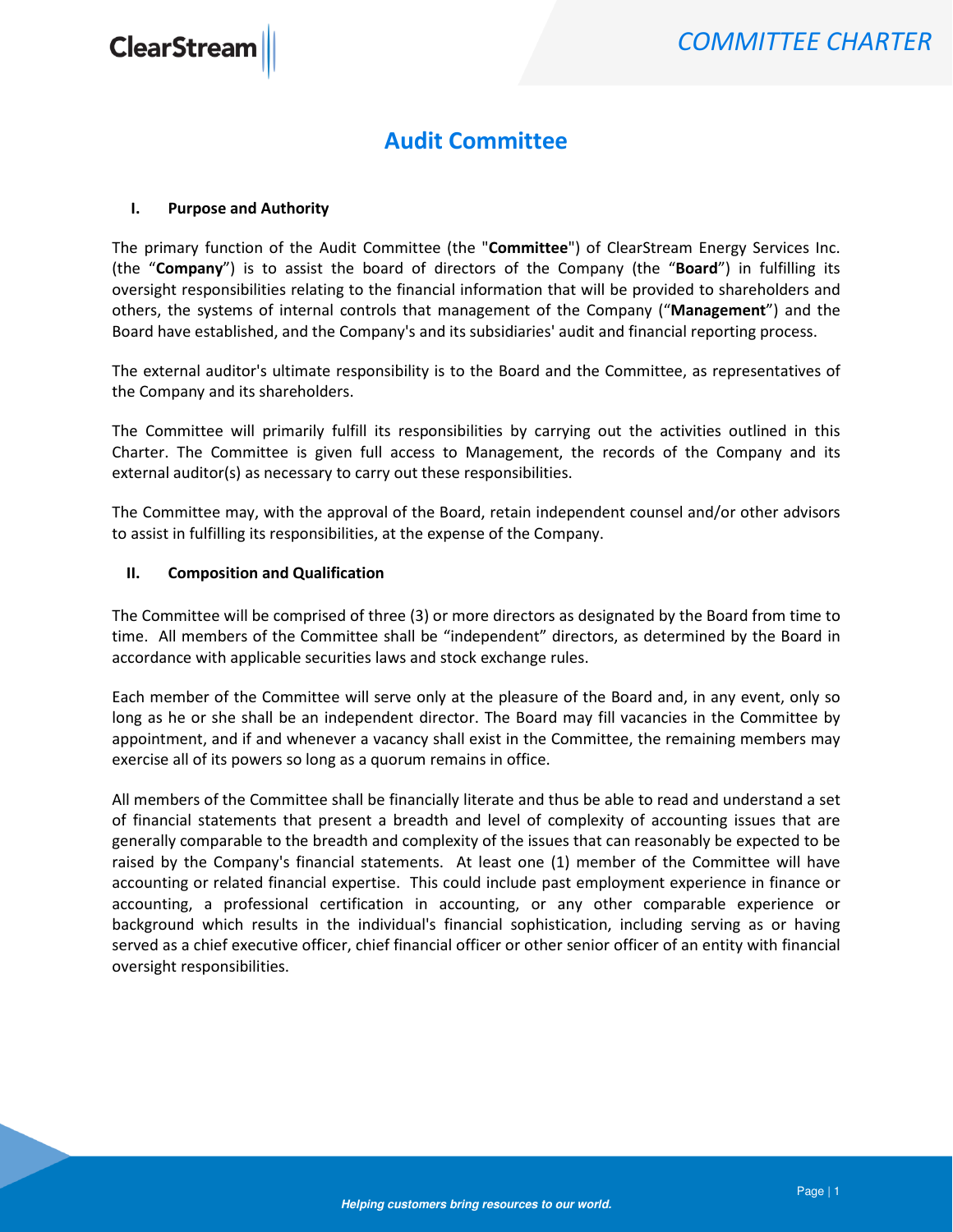# Audit Committee

## I. Purpose and Authority

The primary function of the Audit Committee (the "**Committee**") of ClearStream Energy Services Inc. (the "**Company**") is to assist the board of directors of the Company (the "**Board**") in fulfilling its oversight responsibilities relating to the financial information that will be provided to shareholders and others, the systems of internal controls that management of the Company ("**Management**") and the Board have established, and the Company's and its subsidiaries' audit and financial reporting process.

The external auditor's ultimate responsibility is to the Board and the Committee, as representatives of the Company and its shareholders.

The Committee will primarily fulfill its responsibilities by carrying out the activities outlined in this Charter. The Committee is given full access to Management, the records of the Company and its external auditor(s) as necessary to carry out these responsibilities.

The Committee may, with the approval of the Board, retain independent counsel and/or other advisors to assist in fulfilling its responsibilities, at the expense of the Company.

## II. Composition and Qualification

The Committee will be comprised of three (3) or more directors as designated by the Board from time to time. All members of the Committee shall be "independent" directors, as determined by the Board in accordance with applicable securities laws and stock exchange rules.

Each member of the Committee will serve only at the pleasure of the Board and, in any event, only so long as he or she shall be an independent director. The Board may fill vacancies in the Committee by appointment, and if and whenever a vacancy shall exist in the Committee, the remaining members may exercise all of its powers so long as a quorum remains in office.

All members of the Committee shall be financially literate and thus be able to read and understand a set of financial statements that present a breadth and level of complexity of accounting issues that are generally comparable to the breadth and complexity of the issues that can reasonably be expected to be raised by the Company's financial statements. At least one (1) member of the Committee will have accounting or related financial expertise. This could include past employment experience in finance or accounting, a professional certification in accounting, or any other comparable experience or background which results in the individual's financial sophistication, including serving as or having served as a chief executive officer, chief financial officer or other senior officer of an entity with financial oversight responsibilities.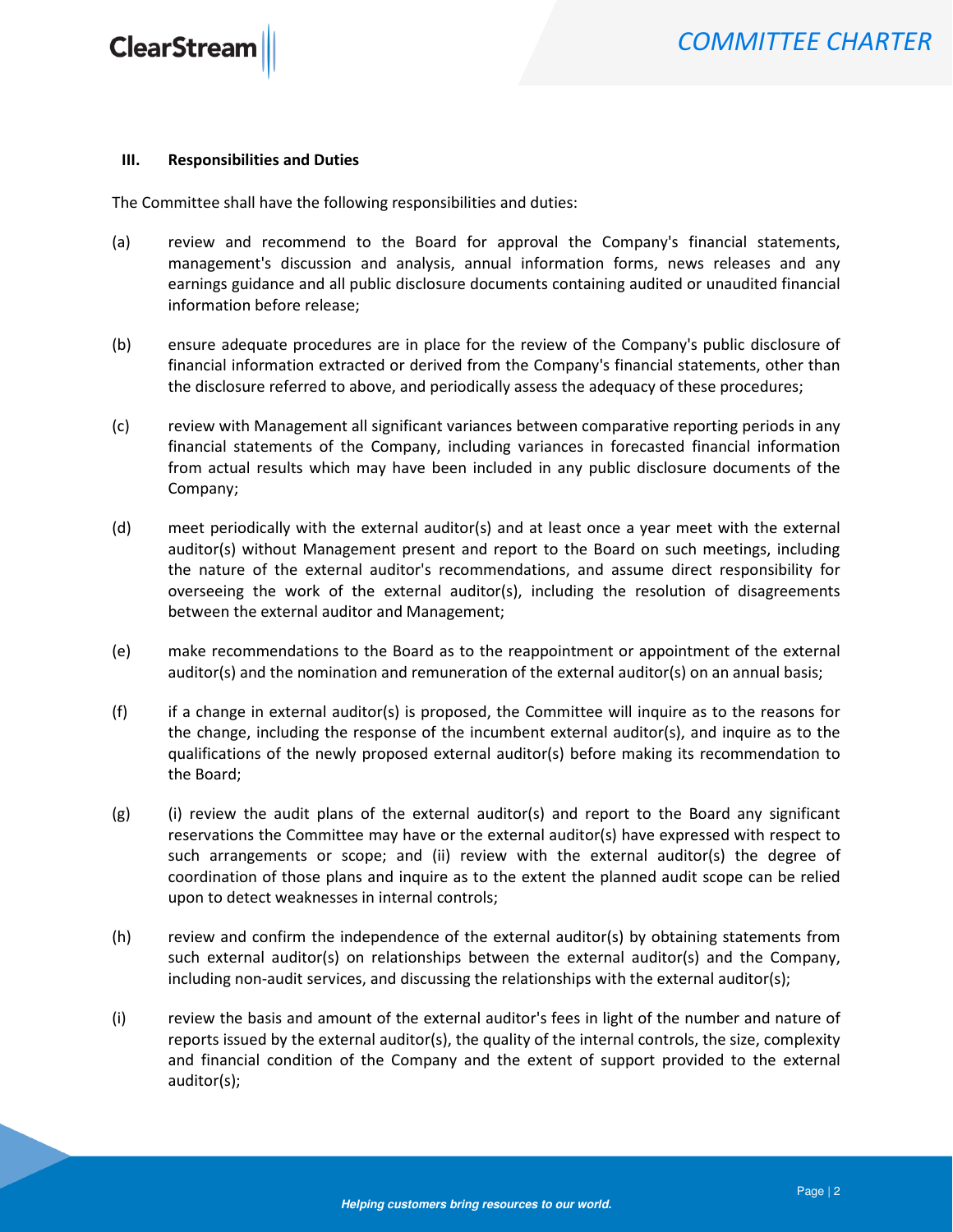### III. Responsibilities and Duties

The Committee shall have the following responsibilities and duties:

(a) review and recommend to the Board for approval the Company's financial statements, management's discussion and analysis, annual information forms, news releases and any earnings guidance and all public disclosure documents containing audited or unaudited financial information before release;

(b) ensure adequate procedures are in place for the review of the Company's public disclosure of financial information extracted or derived from the Company's financial statements, other than the disclosure referred to above, and periodically assess the adequacy of these procedures;

(c) review with Management all significant variances between comparative reporting periods in any financial statements of the Company, including variances in forecasted financial information from actual results which may have been included in any public disclosure documents of the Company;

(d) meet periodically with the external auditor(s) and at least once a year meet with the external auditor(s) without Management present and report to the Board on such meetings, including the nature of the external auditor's recommendations, and assume direct responsibility for overseeing the work of the external auditor(s), including the resolution of disagreements between the external auditor and Management;

(e) make recommendations to the Board as to the reappointment or appointment of the external auditor(s) and the nomination and remuneration of the external auditor(s) on an annual basis;

(f) if a change in external auditor(s) is proposed, the Committee will inquire as to the reasons for the change, including the response of the incumbent external auditor(s), and inquire as to the qualifications of the newly proposed external auditor(s) before making its recommendation to the Board;

(g) (i) review the audit plans of the external auditor(s) and report to the Board any significant reservations the Committee may have or the external auditor(s) have expressed with respect to such arrangements or scope; and (ii) review with the external auditor(s) the degree of coordination of those plans and inquire as to the extent the planned audit scope can be relied upon to detect weaknesses in internal controls;

(h) review and confirm the independence of the external auditor(s) by obtaining statements from such external auditor(s) on relationships between the external auditor(s) and the Company, including non-audit services, and discussing the relationships with the external auditor(s);

(i) review the basis and amount of the external auditor's fees in light of the number and nature of reports issued by the external auditor(s), the quality of the internal controls, the size, complexity and financial condition of the Company and the extent of support provided to the external auditor(s);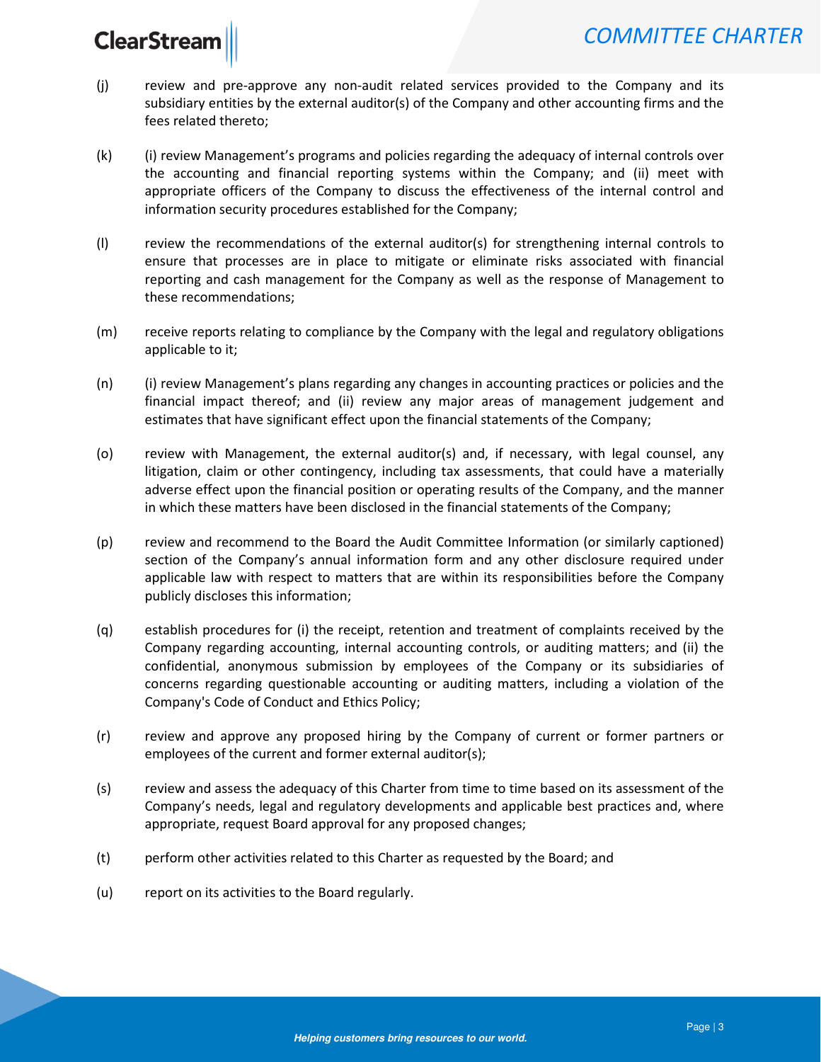(j) review and pre-approve any non-audit related services provided to the Company and its subsidiary entities by the external auditor(s) of the Company and other accounting firms and the fees related thereto;

(k) (i) review Management's programs and policies regarding the adequacy of internal controls over the accounting and financial reporting systems within the Company; and (ii) meet with appropriate officers of the Company to discuss the effectiveness of the internal control and information security procedures established for the Company;

(l) review the recommendations of the external auditor(s) for strengthening internal controls to ensure that processes are in place to mitigate or eliminate risks associated with financial reporting and cash management for the Company as well as the response of Management to these recommendations;

(m) receive reports relating to compliance by the Company with the legal and regulatory obligations applicable to it;

(n) (i) review Management's plans regarding any changes in accounting practices or policies and the financial impact thereof; and (ii) review any major areas of management judgement and estimates that have significant effect upon the financial statements of the Company;

(o) review with Management, the external auditor(s) and, if necessary, with legal counsel, any litigation, claim or other contingency, including tax assessments, that could have a materially adverse effect upon the financial position or operating results of the Company, and the manner in which these matters have been disclosed in the financial statements of the Company;

(p) review and recommend to the Board the Audit Committee Information (or similarly captioned) section of the Company's annual information form and any other disclosure required under applicable law with respect to matters that are within its responsibilities before the Company publicly discloses this information;

(q) establish procedures for (i) the receipt, retention and treatment of complaints received by the Company regarding accounting, internal accounting controls, or auditing matters; and (ii) the confidential, anonymous submission by employees of the Company or its subsidiaries of concerns regarding questionable accounting or auditing matters, including a violation of the Company's Code of Conduct and Ethics Policy;

(r) review and approve any proposed hiring by the Company of current or former partners or employees of the current and former external auditor(s);

(s) review and assess the adequacy of this Charter from time to time based on its assessment of the Company's needs, legal and regulatory developments and applicable best practices and, where appropriate, request Board approval for any proposed changes;

(t) perform other activities related to this Charter as requested by the Board; and

(u) report on its activities to the Board regularly.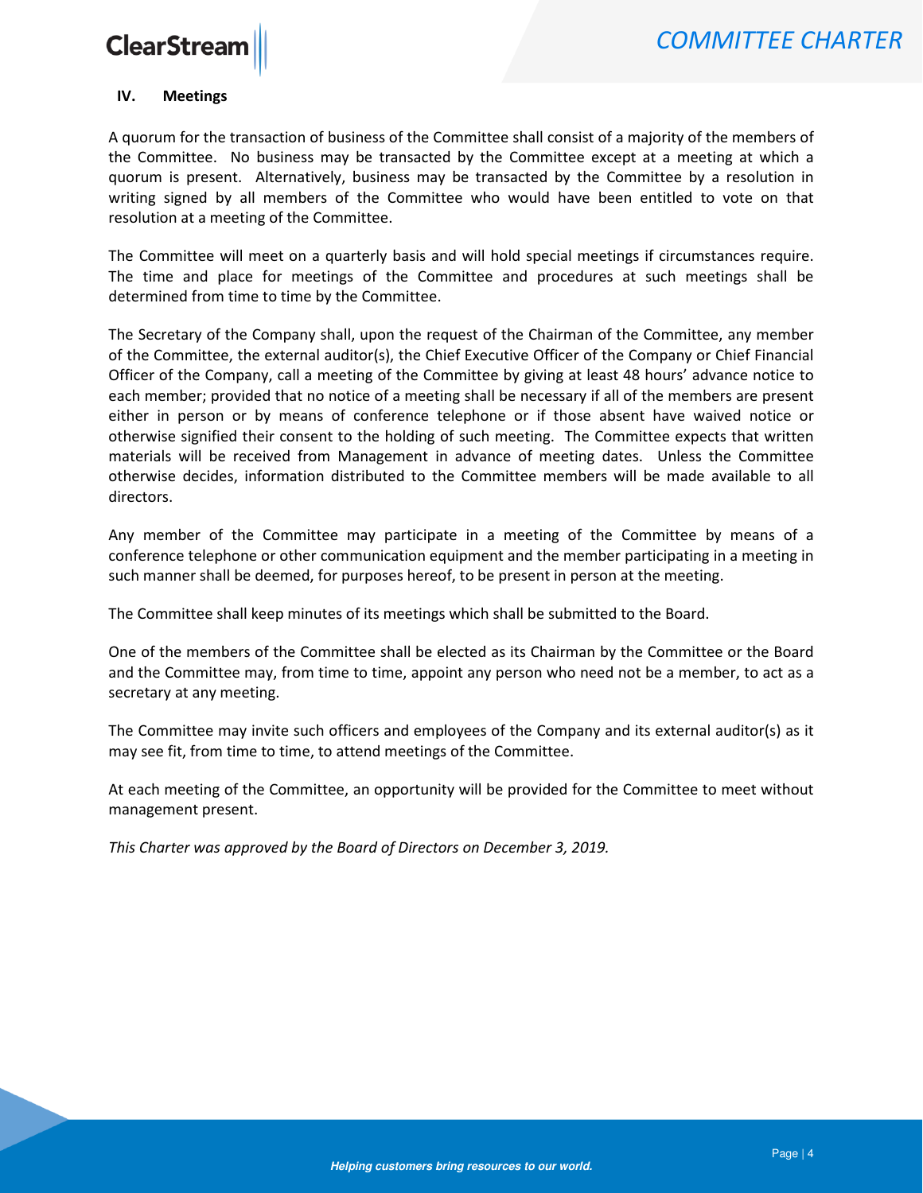## IV. Meetings

A quorum for the transaction of business of the Committee shall consist of a majority of the members of the Committee. No business may be transacted by the Committee except at a meeting at which a quorum is present. Alternatively, business may be transacted by the Committee by a resolution in writing signed by all members of the Committee who would have been entitled to vote on that resolution at a meeting of the Committee.

The Committee will meet on a quarterly basis and will hold special meetings if circumstances require. The time and place for meetings of the Committee and procedures at such meetings shall be determined from time to time by the Committee.

The Secretary of the Company shall, upon the request of the Chairman of the Committee, any member of the Committee, the external auditor(s), the Chief Executive Officer of the Company or Chief Financial Officer of the Company, call a meeting of the Committee by giving at least 48 hours' advance notice to each member; provided that no notice of a meeting shall be necessary if all of the members are present either in person or by means of conference telephone or if those absent have waived notice or otherwise signified their consent to the holding of such meeting. The Committee expects that written materials will be received from Management in advance of meeting dates. Unless the Committee otherwise decides, information distributed to the Committee members will be made available to all directors.

Any member of the Committee may participate in a meeting of the Committee by means of a conference telephone or other communication equipment and the member participating in a meeting in such manner shall be deemed, for purposes hereof, to be present in person at the meeting.

The Committee shall keep minutes of its meetings which shall be submitted to the Board.

One of the members of the Committee shall be elected as its Chairman by the Committee or the Board and the Committee may, from time to time, appoint any person who need not be a member, to act as a secretary at any meeting.

The Committee may invite such officers and employees of the Company and its external auditor(s) as it may see fit, from time to time, to attend meetings of the Committee.

At each meeting of the Committee, an opportunity will be provided for the Committee to meet without management present.

*This Charter was approved by the Board of Directors on December 3, 2019.*